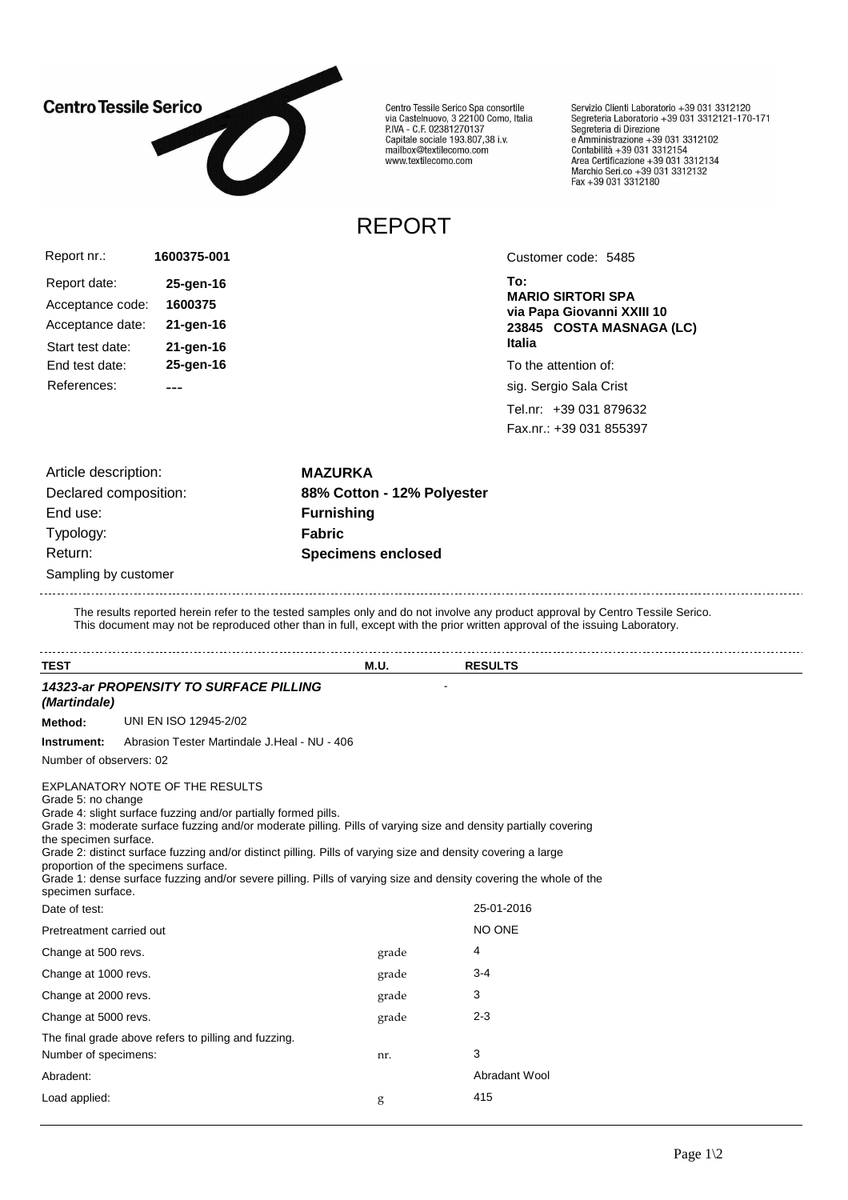**Centro Tessile Serico**

Centro Tessile Serico Spa consortile
via Castelnuovo, 3 22100 Como, Italia
P.IVA - C.F. 02381270137
Capitale sociale 193.807,38 i.v.
mailbox@textilecomo.com
www.textilecomo.com

Servizio Clienti Laboratorio +39 031 3312120
Segreteria Laboratorio +39 031 3312121-170-171
Segreteria di Direzione
e Amministrazione +39 031 3312102
Contabilità +39 031 3312154
Area Certificazione +39 031 3312134
Marchio Seri.co +39 031 3312132
Fax +39 031 3312180

# REPORT

| | |
|---|---|
| Report nr.: | **1600375-001** |
| Report date: | **25-gen-16** |
| Acceptance code: | **1600375** |
| Acceptance date: | **21-gen-16** |
| Start test date: | **21-gen-16** |
| End test date: | **25-gen-16** |
| References: | **---** |

Customer code: 5485

**To:**
**MARIO SIRTORI SPA**
**via Papa Giovanni XXIII 10**
**23845 COSTA MASNAGA (LC)**
**Italia**

To the attention of:
sig. Sergio Sala Crist
Tel.nr: +39 031 879632
Fax.nr.: +39 031 855397

| | |
|---|---|
| Article description: | **MAZURKA** |
| Declared composition: | **88% Cotton - 12% Polyester** |
| End use: | **Furnishing** |
| Typology: | **Fabric** |
| Return: | **Specimens enclosed** |

Sampling by customer

The results reported herein refer to the tested samples only and do not involve any product approval by Centro Tessile Serico.
This document may not be reproduced other than in full, except with the prior written approval of the issuing Laboratory.

| TEST | M.U. | RESULTS |
|---|---|---|
| ***14323-ar PROPENSITY TO SURFACE PILLING (Martindale)*** | | - |

**Method:** UNI EN ISO 12945-2/02

**Instrument:** Abrasion Tester Martindale J.Heal - NU - 406

Number of observers: 02

EXPLANATORY NOTE OF THE RESULTS
Grade 5: no change
Grade 4: slight surface fuzzing and/or partially formed pills.
Grade 3: moderate surface fuzzing and/or moderate pilling. Pills of varying size and density partially covering the specimen surface.
Grade 2: distinct surface fuzzing and/or distinct pilling. Pills of varying size and density covering a large proportion of the specimens surface.
Grade 1: dense surface fuzzing and/or severe pilling. Pills of varying size and density covering the whole of the specimen surface.

| | M.U. | RESULTS |
|---|---|---|
| Date of test: | | 25-01-2016 |
| Pretreatment carried out | | NO ONE |
| Change at 500 revs. | grade | 4 |
| Change at 1000 revs. | grade | 3-4 |
| Change at 2000 revs. | grade | 3 |
| Change at 5000 revs. | grade | 2-3 |
| The final grade above refers to pilling and fuzzing. | | |
| Number of specimens: | nr. | 3 |
| Abradent: | | Abradant Wool |
| Load applied: | g | 415 |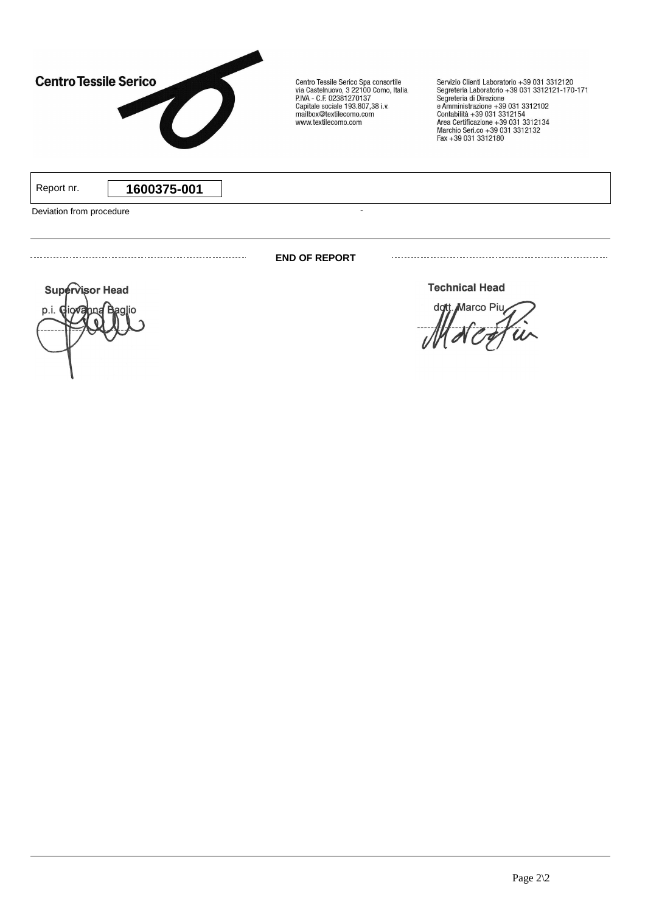**Centro Tessile Serico**

Centro Tessile Serico Spa consortile
via Castelnuovo, 3 22100 Como, Italia
P.IVA - C.F. 02381270137
Capitale sociale 193.807,38 i.v.
mailbox@textilecomo.com
www.textilecomo.com

Servizio Clienti Laboratorio +39 031 3312120
Segreteria Laboratorio +39 031 3312121-170-171
Segreteria di Direzione
e Amministrazione +39 031 3312102
Contabilità +39 031 3312154
Area Certificazione +39 031 3312134
Marchio Seri.co +39 031 3312132
Fax +39 031 3312180

| | |
|---|---|
| Report nr. | **1600375-001** |

Deviation from procedure -

**END OF REPORT**

**Supervisor Head**

p.i. Giovanna Baglio

**Technical Head**

dott. Marco Piu